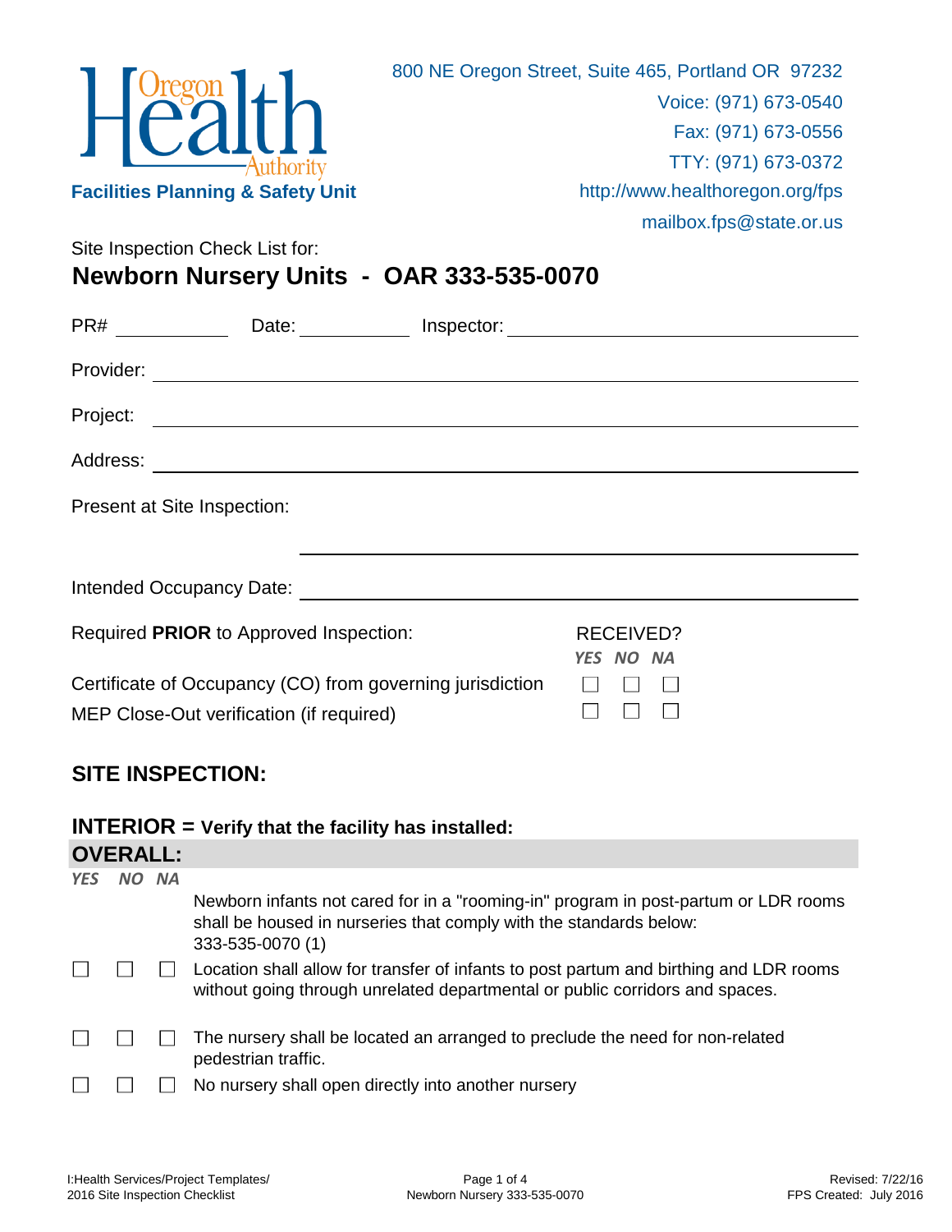Oregon Health Authority

**Facilities Planning & Safety Unit**

800 NE Oregon Street, Suite 465, Portland OR 97232
Voice: (971) 673-0540
Fax: (971) 673-0556
TTY: (971) 673-0372
http://www.healthoregon.org/fps
mailbox.fps@state.or.us

Site Inspection Check List for:

# Newborn Nursery Units - OAR 333-535-0070

PR# ____________ Date: ____________ Inspector: ________________________________

Provider: ________________________________________________

Project: ________________________________________________

Address: ________________________________________________

Present at Site Inspection: ________________________________________________

Intended Occupancy Date: ________________________________________________

| Required **PRIOR** to Approved Inspection: | RECEIVED? YES | NO | NA |
|---|---|---|---|
| Certificate of Occupancy (CO) from governing jurisdiction | ☐ | ☐ | ☐ |
| MEP Close-Out verification (if required) | ☐ | ☐ | ☐ |

## SITE INSPECTION:

### INTERIOR = Verify that the facility has installed:

### OVERALL:

| YES | NO | NA | |
|---|---|---|---|
| | | | Newborn infants not cared for in a "rooming-in" program in post-partum or LDR rooms shall be housed in nurseries that comply with the standards below: 333-535-0070 (1) |
| ☐ | ☐ | ☐ | Location shall allow for transfer of infants to post partum and birthing and LDR rooms without going through unrelated departmental or public corridors and spaces. |
| ☐ | ☐ | ☐ | The nursery shall be located an arranged to preclude the need for non-related pedestrian traffic. |
| ☐ | ☐ | ☐ | No nursery shall open directly into another nursery |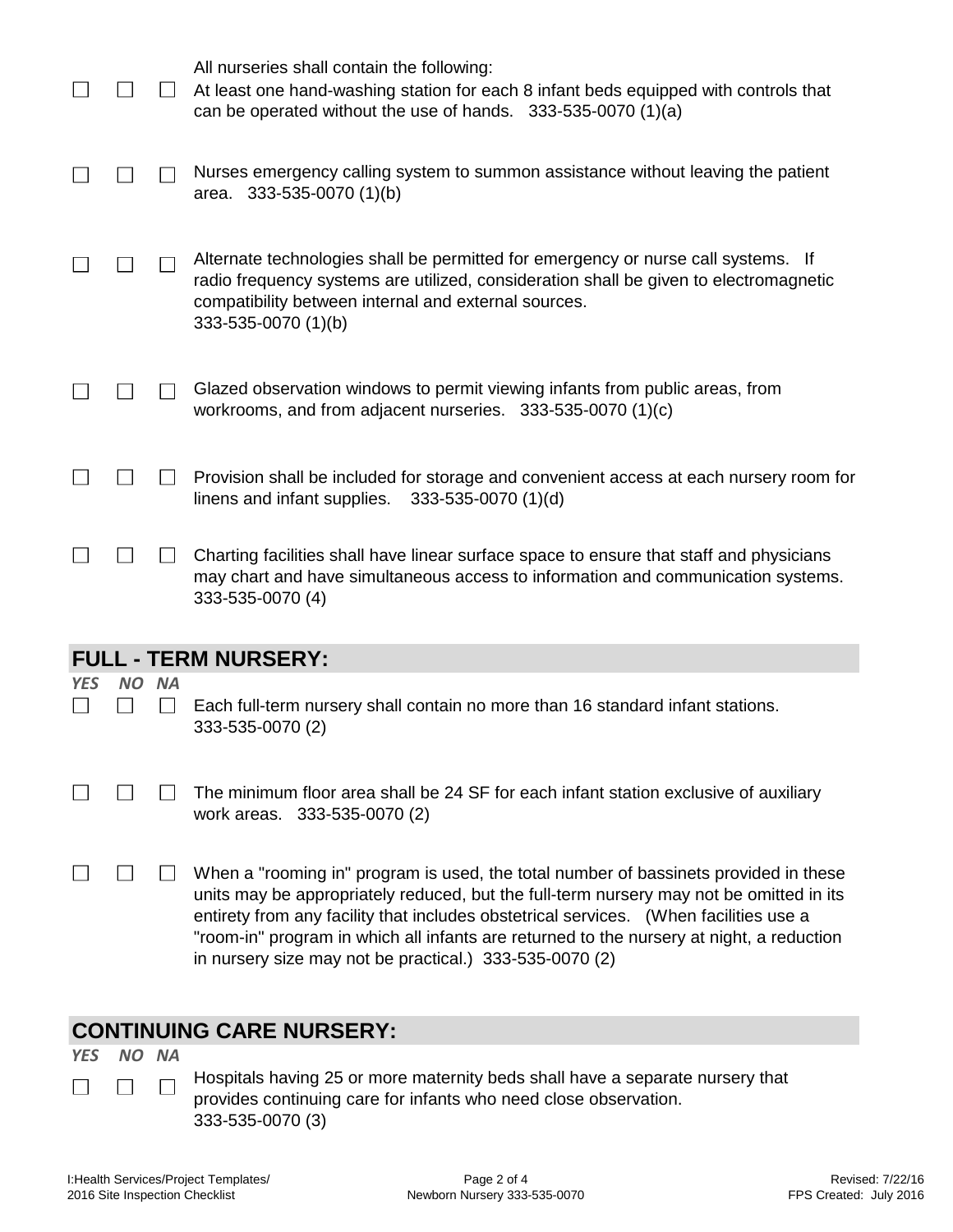| | | | |
|---|---|---|---|
| ☐ | ☐ | ☐ | All nurseries shall contain the following: At least one hand-washing station for each 8 infant beds equipped with controls that can be operated without the use of hands. 333-535-0070 (1)(a) |
| ☐ | ☐ | ☐ | Nurses emergency calling system to summon assistance without leaving the patient area. 333-535-0070 (1)(b) |
| ☐ | ☐ | ☐ | Alternate technologies shall be permitted for emergency or nurse call systems. If radio frequency systems are utilized, consideration shall be given to electromagnetic compatibility between internal and external sources. 333-535-0070 (1)(b) |
| ☐ | ☐ | ☐ | Glazed observation windows to permit viewing infants from public areas, from workrooms, and from adjacent nurseries. 333-535-0070 (1)(c) |
| ☐ | ☐ | ☐ | Provision shall be included for storage and convenient access at each nursery room for linens and infant supplies. 333-535-0070 (1)(d) |
| ☐ | ☐ | ☐ | Charting facilities shall have linear surface space to ensure that staff and physicians may chart and have simultaneous access to information and communication systems. 333-535-0070 (4) |

## FULL - TERM NURSERY:

| *YES* | *NO* | *NA* | |
|---|---|---|---|
| ☐ | ☐ | ☐ | Each full-term nursery shall contain no more than 16 standard infant stations. 333-535-0070 (2) |
| ☐ | ☐ | ☐ | The minimum floor area shall be 24 SF for each infant station exclusive of auxiliary work areas. 333-535-0070 (2) |
| ☐ | ☐ | ☐ | When a "rooming in" program is used, the total number of bassinets provided in these units may be appropriately reduced, but the full-term nursery may not be omitted in its entirety from any facility that includes obstetrical services. (When facilities use a "room-in" program in which all infants are returned to the nursery at night, a reduction in nursery size may not be practical.) 333-535-0070 (2) |

## CONTINUING CARE NURSERY:

| *YES* | *NO* | *NA* | |
|---|---|---|---|
| ☐ | ☐ | ☐ | Hospitals having 25 or more maternity beds shall have a separate nursery that provides continuing care for infants who need close observation. 333-535-0070 (3) |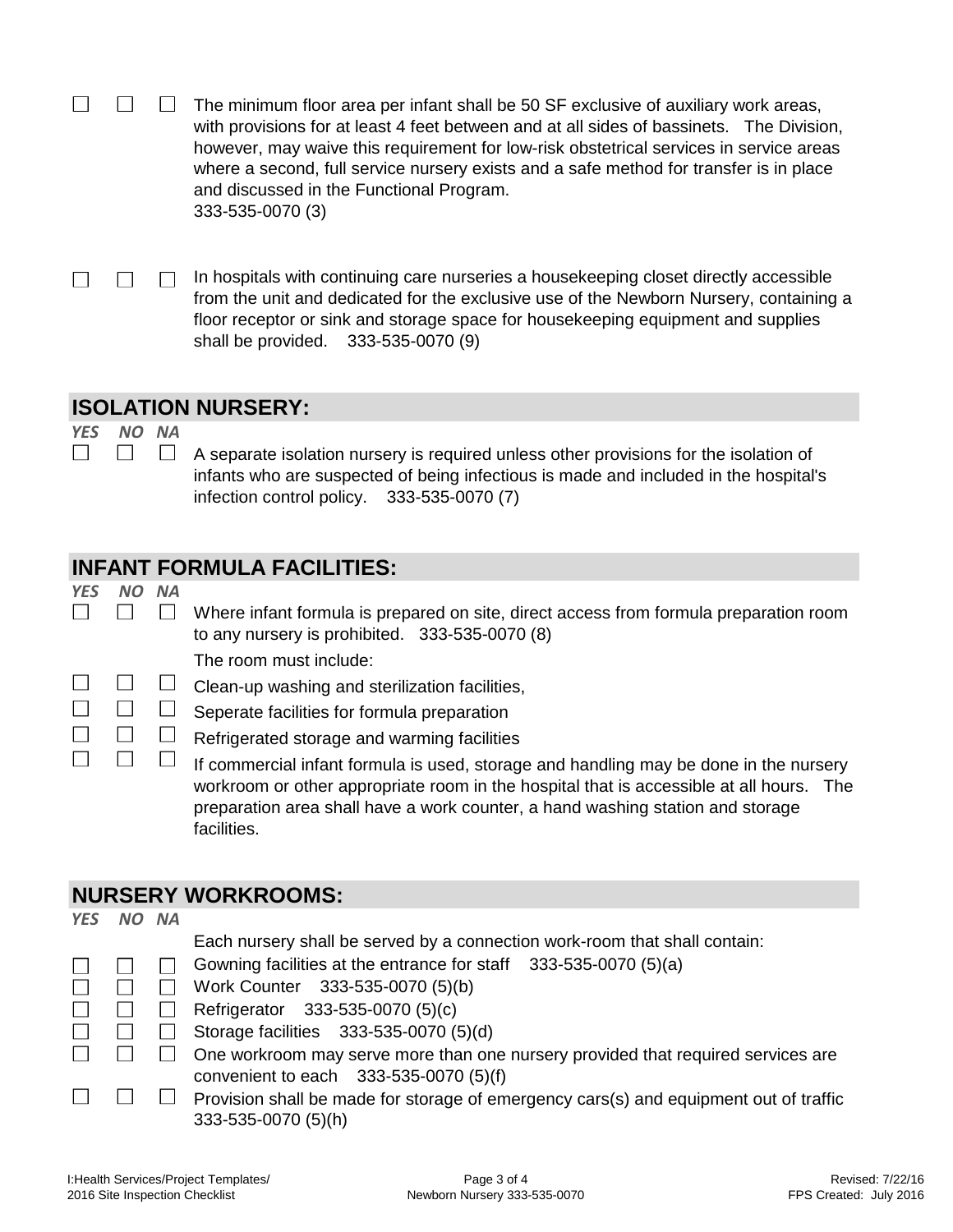☐ ☐ ☐ The minimum floor area per infant shall be 50 SF exclusive of auxiliary work areas, with provisions for at least 4 feet between and at all sides of bassinets. The Division, however, may waive this requirement for low-risk obstetrical services in service areas where a second, full service nursery exists and a safe method for transfer is in place and discussed in the Functional Program.
333-535-0070 (3)

☐ ☐ ☐ In hospitals with continuing care nurseries a housekeeping closet directly accessible from the unit and dedicated for the exclusive use of the Newborn Nursery, containing a floor receptor or sink and storage space for housekeeping equipment and supplies shall be provided. 333-535-0070 (9)

## ISOLATION NURSERY:

*YES NO NA*

☐ ☐ ☐ A separate isolation nursery is required unless other provisions for the isolation of infants who are suspected of being infectious is made and included in the hospital's infection control policy. 333-535-0070 (7)

## INFANT FORMULA FACILITIES:

*YES NO NA*

☐ ☐ ☐ Where infant formula is prepared on site, direct access from formula preparation room to any nursery is prohibited. 333-535-0070 (8)

The room must include:

☐ ☐ ☐ Clean-up washing and sterilization facilities,

☐ ☐ ☐ Seperate facilities for formula preparation

☐ ☐ ☐ Refrigerated storage and warming facilities

☐ ☐ ☐ If commercial infant formula is used, storage and handling may be done in the nursery workroom or other appropriate room in the hospital that is accessible at all hours. The preparation area shall have a work counter, a hand washing station and storage facilities.

## NURSERY WORKROOMS:

*YES NO NA*

Each nursery shall be served by a connection work-room that shall contain:

☐ ☐ ☐ Gowning facilities at the entrance for staff 333-535-0070 (5)(a)

☐ ☐ ☐ Work Counter 333-535-0070 (5)(b)

☐ ☐ ☐ Refrigerator 333-535-0070 (5)(c)

☐ ☐ ☐ Storage facilities 333-535-0070 (5)(d)

☐ ☐ ☐ One workroom may serve more than one nursery provided that required services are convenient to each 333-535-0070 (5)(f)

☐ ☐ ☐ Provision shall be made for storage of emergency cars(s) and equipment out of traffic 333-535-0070 (5)(h)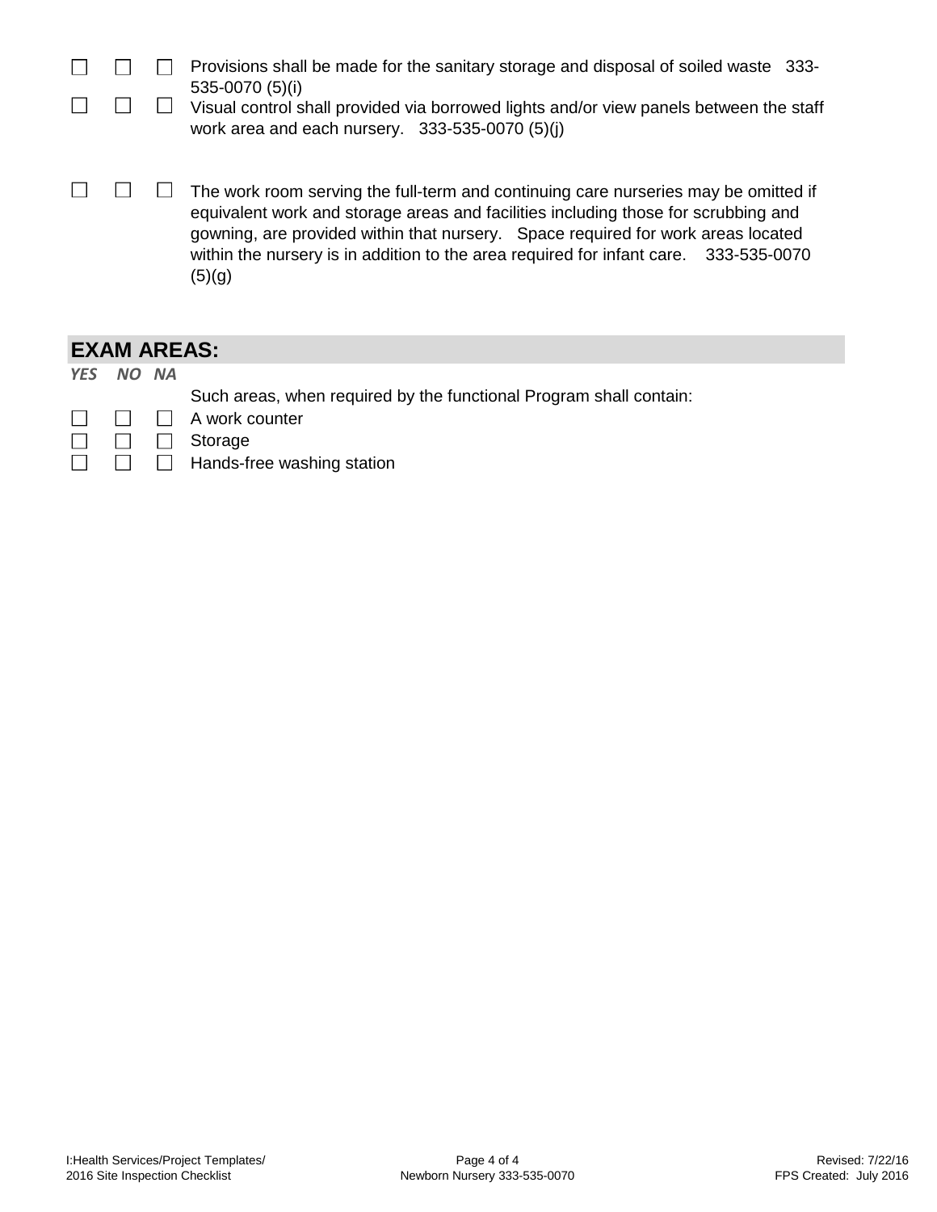☐ ☐ ☐ Provisions shall be made for the sanitary storage and disposal of soiled waste 333-535-0070 (5)(i)

☐ ☐ ☐ Visual control shall provided via borrowed lights and/or view panels between the staff work area and each nursery. 333-535-0070 (5)(j)

☐ ☐ ☐ The work room serving the full-term and continuing care nurseries may be omitted if equivalent work and storage areas and facilities including those for scrubbing and gowning, are provided within that nursery. Space required for work areas located within the nursery is in addition to the area required for infant care. 333-535-0070 (5)(g)

## EXAM AREAS:

*YES NO NA*

Such areas, when required by the functional Program shall contain:

☐ ☐ ☐ A work counter

☐ ☐ ☐ Storage

☐ ☐ ☐ Hands-free washing station